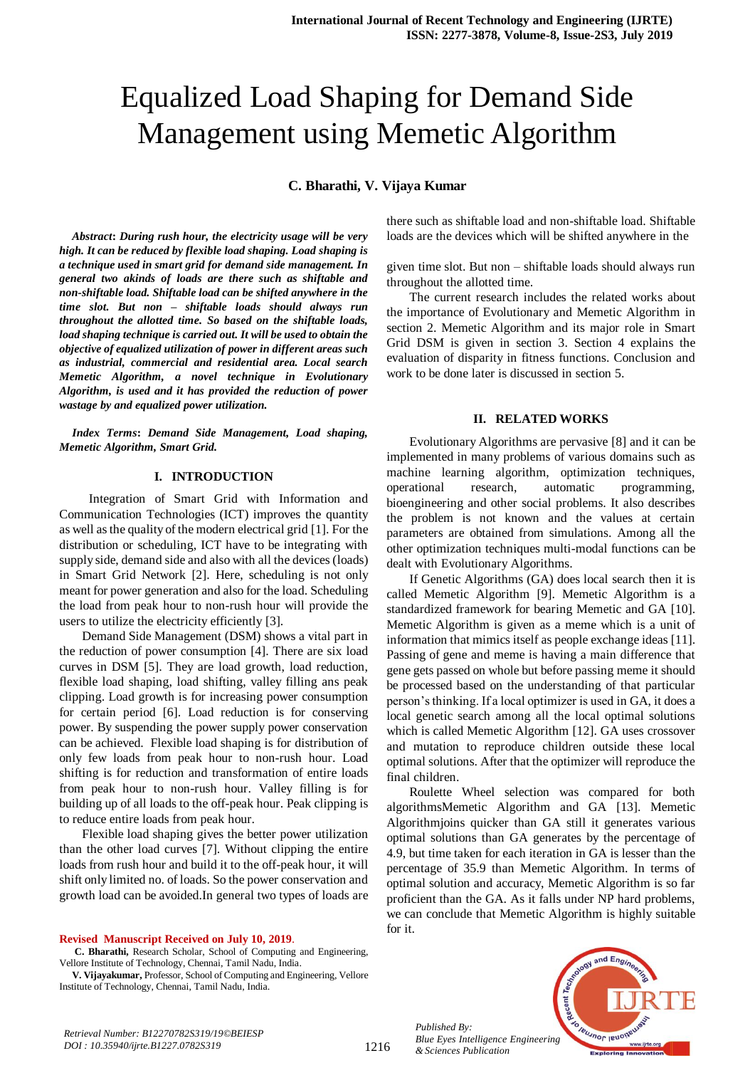# Equalized Load Shaping for Demand Side Management using Memetic Algorithm

**C. Bharathi, V. Vijaya Kumar**

***Abstract*****: *During rush hour, the electricity usage will be very high. It can be reduced by flexible load shaping. Load shaping is a technique used in smart grid for demand side management. In general two akinds of loads are there such as shiftable and non-shiftable load. Shiftable load can be shifted anywhere in the time slot. But non – shiftable loads should always run throughout the allotted time. So based on the shiftable loads, load shaping technique is carried out. It will be used to obtain the objective of equalized utilization of power in different areas such as industrial, commercial and residential area. Local search Memetic Algorithm, a novel technique in Evolutionary Algorithm, is used and it has provided the reduction of power wastage by and equalized power utilization.***

***Index Terms*****: *Demand Side Management, Load shaping, Memetic Algorithm, Smart Grid.***

## I. INTRODUCTION

Integration of Smart Grid with Information and Communication Technologies (ICT) improves the quantity as well as the quality of the modern electrical grid [1]. For the distribution or scheduling, ICT have to be integrating with supply side, demand side and also with all the devices (loads) in Smart Grid Network [2]. Here, scheduling is not only meant for power generation and also for the load. Scheduling the load from peak hour to non-rush hour will provide the users to utilize the electricity efficiently [3].

Demand Side Management (DSM) shows a vital part in the reduction of power consumption [4]. There are six load curves in DSM [5]. They are load growth, load reduction, flexible load shaping, load shifting, valley filling ans peak clipping. Load growth is for increasing power consumption for certain period [6]. Load reduction is for conserving power. By suspending the power supply power conservation can be achieved. Flexible load shaping is for distribution of only few loads from peak hour to non-rush hour. Load shifting is for reduction and transformation of entire loads from peak hour to non-rush hour. Valley filling is for building up of all loads to the off-peak hour. Peak clipping is to reduce entire loads from peak hour.

Flexible load shaping gives the better power utilization than the other load curves [7]. Without clipping the entire loads from rush hour and build it to the off-peak hour, it will shift only limited no. of loads. So the power conservation and growth load can be avoided.In general two types of loads are there such as shiftable load and non-shiftable load. Shiftable loads are the devices which will be shifted anywhere in the given time slot. But non – shiftable loads should always run throughout the allotted time.

The current research includes the related works about the importance of Evolutionary and Memetic Algorithm in section 2. Memetic Algorithm and its major role in Smart Grid DSM is given in section 3. Section 4 explains the evaluation of disparity in fitness functions. Conclusion and work to be done later is discussed in section 5.

## II. RELATED WORKS

Evolutionary Algorithms are pervasive [8] and it can be implemented in many problems of various domains such as machine learning algorithm, optimization techniques, operational research, automatic programming, bioengineering and other social problems. It also describes the problem is not known and the values at certain parameters are obtained from simulations. Among all the other optimization techniques multi-modal functions can be dealt with Evolutionary Algorithms.

If Genetic Algorithms (GA) does local search then it is called Memetic Algorithm [9]. Memetic Algorithm is a standardized framework for bearing Memetic and GA [10]. Memetic Algorithm is given as a meme which is a unit of information that mimics itself as people exchange ideas [11]. Passing of gene and meme is having a main difference that gene gets passed on whole but before passing meme it should be processed based on the understanding of that particular person's thinking. If a local optimizer is used in GA, it does a local genetic search among all the local optimal solutions which is called Memetic Algorithm [12]. GA uses crossover and mutation to reproduce children outside these local optimal solutions. After that the optimizer will reproduce the final children.

Roulette Wheel selection was compared for both algorithmsMemetic Algorithm and GA [13]. Memetic Algorithmjoins quicker than GA still it generates various optimal solutions than GA generates by the percentage of 4.9, but time taken for each iteration in GA is lesser than the percentage of 35.9 than Memetic Algorithm. In terms of optimal solution and accuracy, Memetic Algorithm is so far proficient than the GA. As it falls under NP hard problems, we can conclude that Memetic Algorithm is highly suitable for it.

**Revised Manuscript Received on July 10, 2019.**

**C. Bharathi,** Research Scholar, School of Computing and Engineering, Vellore Institute of Technology, Chennai, Tamil Nadu, India.

**V. Vijayakumar,** Professor, School of Computing and Engineering, Vellore Institute of Technology, Chennai, Tamil Nadu, India.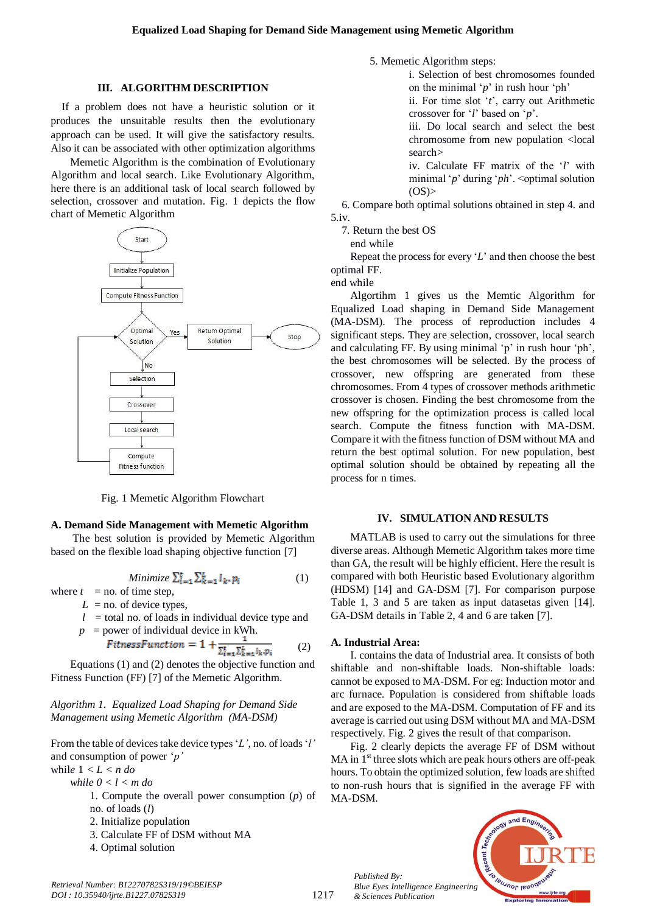## III. ALGORITHM DESCRIPTION

If a problem does not have a heuristic solution or it produces the unsuitable results then the evolutionary approach can be used. It will give the satisfactory results. Also it can be associated with other optimization algorithms

Memetic Algorithm is the combination of Evolutionary Algorithm and local search. Like Evolutionary Algorithm, here there is an additional task of local search followed by selection, crossover and mutation. Fig. 1 depicts the flow chart of Memetic Algorithm

Fig. 1 Memetic Algorithm Flowchart

### A. Demand Side Management with Memetic Algorithm

The best solution is provided by Memetic Algorithm based on the flexible load shaping objective function [7]

$$Minimize \sum_{i=1}^{t} \sum_{k=1}^{L} l_k . p_i \tag{1}$$

where $t$ = no. of time step,

$L$ = no. of device types,

$l$ = total no. of loads in individual device type and

$p$ = power of individual device in kWh.

$$FitnessFunction = 1 + \frac{1}{\sum_{i=1}^{t} \sum_{k=1}^{L} l_k p_i} \tag{2}$$

Equations (1) and (2) denotes the objective function and Fitness Function (FF) [7] of the Memetic Algorithm.

*Algorithm 1. Equalized Load Shaping for Demand Side Management using Memetic Algorithm (MA-DSM)*

From the table of devices take device types '*L*', no. of loads '*l*' and consumption of power '*p*'

while 1 < *L* < *n do*

*while 0 < l < m do*

1. Compute the overall power consumption (*p*) of no. of loads (*l*)
2. Initialize population
3. Calculate FF of DSM without MA
4. Optimal solution
5. Memetic Algorithm steps:
   i. Selection of best chromosomes founded on the minimal '*p*' in rush hour '*ph*'
   ii. For time slot '*t*', carry out Arithmetic crossover for '*l*' based on '*p*'.
   iii. Do local search and select the best chromosome from new population <local search>
   iv. Calculate FF matrix of the '*l*' with minimal '*p*' during '*ph*'. <optimal solution (OS)>
6. Compare both optimal solutions obtained in step 4. and 5.iv.
7. Return the best OS

end while

Repeat the process for every '*L*' and then choose the best optimal FF.

end while

Algortihm 1 gives us the Memtic Algorithm for Equalized Load shaping in Demand Side Management (MA-DSM). The process of reproduction includes 4 significant steps. They are selection, crossover, local search and calculating FF. By using minimal 'p' in rush hour 'ph', the best chromosomes will be selected. By the process of crossover, new offspring are generated from these chromosomes. From 4 types of crossover methods arithmetic crossover is chosen. Finding the best chromosome from the new offspring for the optimization process is called local search. Compute the fitness function with MA-DSM. Compare it with the fitness function of DSM without MA and return the best optimal solution. For new population, best optimal solution should be obtained by repeating all the process for n times.

## IV. SIMULATION AND RESULTS

MATLAB is used to carry out the simulations for three diverse areas. Although Memetic Algorithm takes more time than GA, the result will be highly efficient. Here the result is compared with both Heuristic based Evolutionary algorithm (HDSM) [14] and GA-DSM [7]. For comparison purpose Table 1, 3 and 5 are taken as input datasetas given [14]. GA-DSM details in Table 2, 4 and 6 are taken [7].

### A. Industrial Area:

I. contains the data of Industrial area. It consists of both shiftable and non-shiftable loads. Non-shiftable loads: cannot be exposed to MA-DSM. For eg: Induction motor and arc furnace. Population is considered from shiftable loads and are exposed to the MA-DSM. Computation of FF and its average is carried out using DSM without MA and MA-DSM respectively. Fig. 2 gives the result of that comparison.

Fig. 2 clearly depicts the average FF of DSM without MA in 1st three slots which are peak hours others are off-peak hours. To obtain the optimized solution, few loads are shifted to non-rush hours that is signified in the average FF with MA-DSM.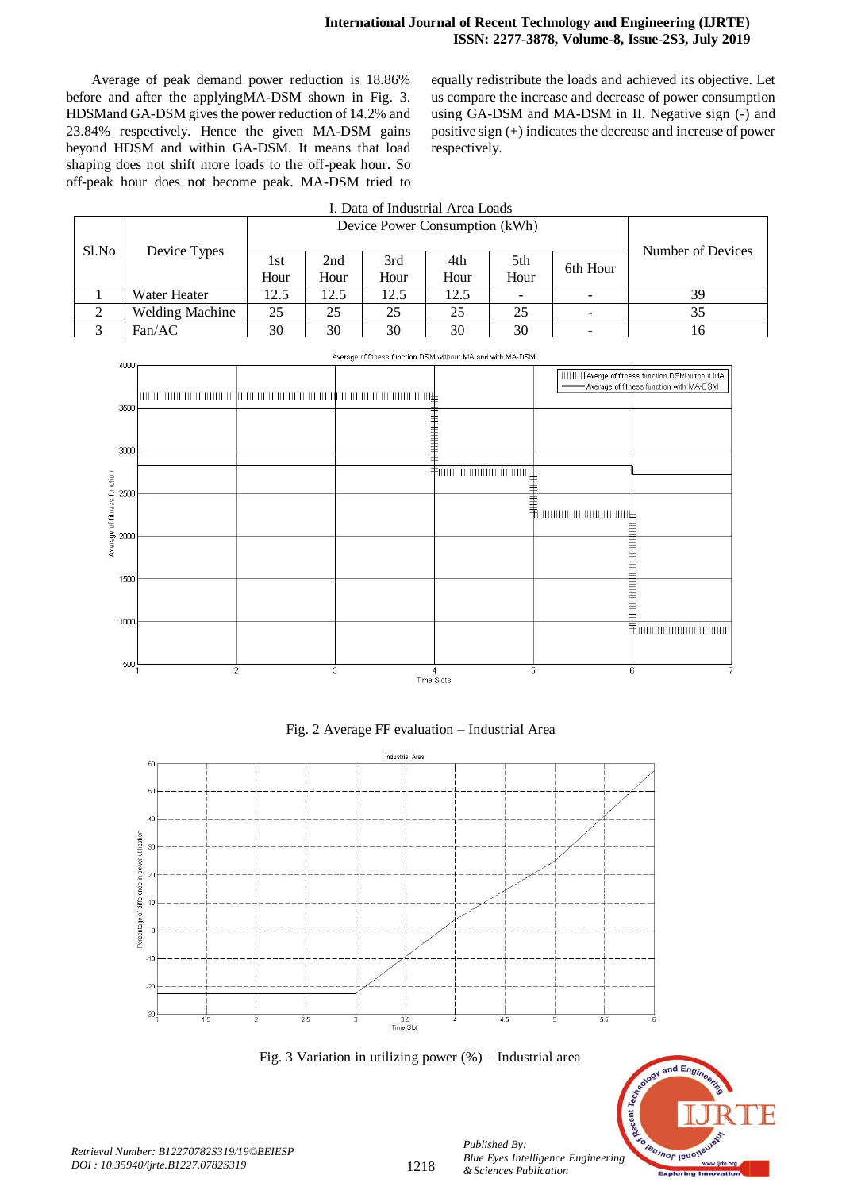Average of peak demand power reduction is 18.86% before and after the applyingMA-DSM shown in Fig. 3. HDSMand GA-DSM gives the power reduction of 14.2% and 23.84% respectively. Hence the given MA-DSM gains beyond HDSM and within GA-DSM. It means that load shaping does not shift more loads to the off-peak hour. So off-peak hour does not become peak. MA-DSM tried to equally redistribute the loads and achieved its objective. Let us compare the increase and decrease of power consumption using GA-DSM and MA-DSM in II. Negative sign (-) and positive sign (+) indicates the decrease and increase of power respectively.

I. Data of Industrial Area Loads

| Sl.No | Device Types | Device Power Consumption (kWh) | | | | | | Number of Devices |
|---|---|---|---|---|---|---|---|---|
| | | 1st Hour | 2nd Hour | 3rd Hour | 4th Hour | 5th Hour | 6th Hour | |
| 1 | Water Heater | 12.5 | 12.5 | 12.5 | 12.5 | - | - | 39 |
| 2 | Welding Machine | 25 | 25 | 25 | 25 | 25 | - | 35 |
| 3 | Fan/AC | 30 | 30 | 30 | 30 | 30 | - | 16 |

Fig. 2 Average FF evaluation – Industrial Area

Fig. 3 Variation in utilizing power (%) – Industrial area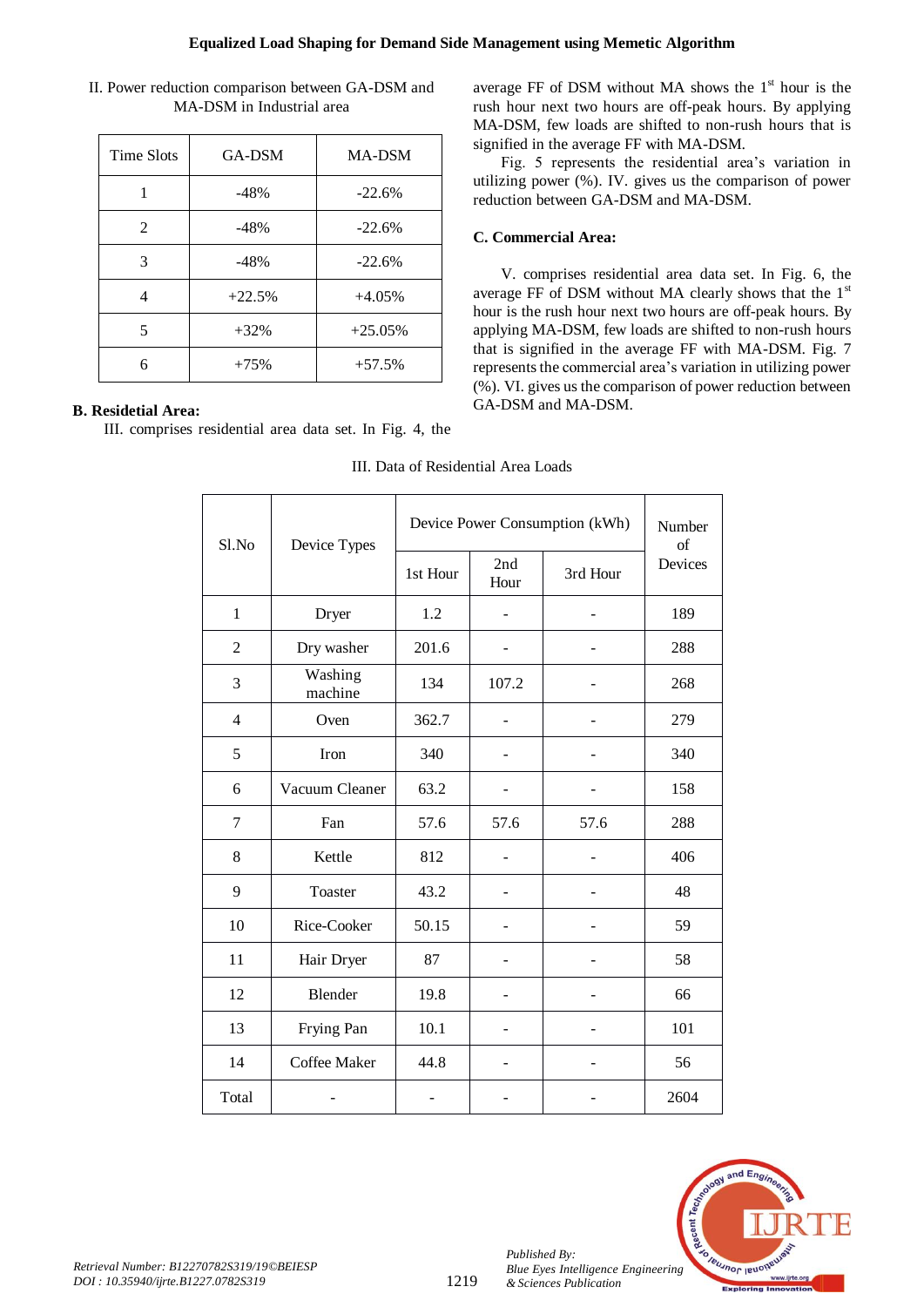II. Power reduction comparison between GA-DSM and MA-DSM in Industrial area

| Time Slots | GA-DSM | MA-DSM |
|---|---|---|
| 1 | -48% | -22.6% |
| 2 | -48% | -22.6% |
| 3 | -48% | -22.6% |
| 4 | +22.5% | +4.05% |
| 5 | +32% | +25.05% |
| 6 | +75% | +57.5% |

### B. Residetial Area:

III. comprises residential area data set. In Fig. 4, the average FF of DSM without MA shows the 1st hour is the rush hour next two hours are off-peak hours. By applying MA-DSM, few loads are shifted to non-rush hours that is signified in the average FF with MA-DSM.

Fig. 5 represents the residential area's variation in utilizing power (%). IV. gives us the comparison of power reduction between GA-DSM and MA-DSM.

### C. Commercial Area:

V. comprises residential area data set. In Fig. 6, the average FF of DSM without MA clearly shows that the 1st hour is the rush hour next two hours are off-peak hours. By applying MA-DSM, few loads are shifted to non-rush hours that is signified in the average FF with MA-DSM. Fig. 7 represents the commercial area's variation in utilizing power (%). VI. gives us the comparison of power reduction between GA-DSM and MA-DSM.

III. Data of Residential Area Loads

| Sl.No | Device Types | Device Power Consumption (kWh) | | | Number of Devices |
|---|---|---|---|---|---|
| | | 1st Hour | 2nd Hour | 3rd Hour | |
| 1 | Dryer | 1.2 | - | - | 189 |
| 2 | Dry washer | 201.6 | - | - | 288 |
| 3 | Washing machine | 134 | 107.2 | - | 268 |
| 4 | Oven | 362.7 | - | - | 279 |
| 5 | Iron | 340 | - | - | 340 |
| 6 | Vacuum Cleaner | 63.2 | - | - | 158 |
| 7 | Fan | 57.6 | 57.6 | 57.6 | 288 |
| 8 | Kettle | 812 | - | - | 406 |
| 9 | Toaster | 43.2 | - | - | 48 |
| 10 | Rice-Cooker | 50.15 | - | - | 59 |
| 11 | Hair Dryer | 87 | - | - | 58 |
| 12 | Blender | 19.8 | - | - | 66 |
| 13 | Frying Pan | 10.1 | - | - | 101 |
| 14 | Coffee Maker | 44.8 | - | - | 56 |
| Total | - | - | - | - | 2604 |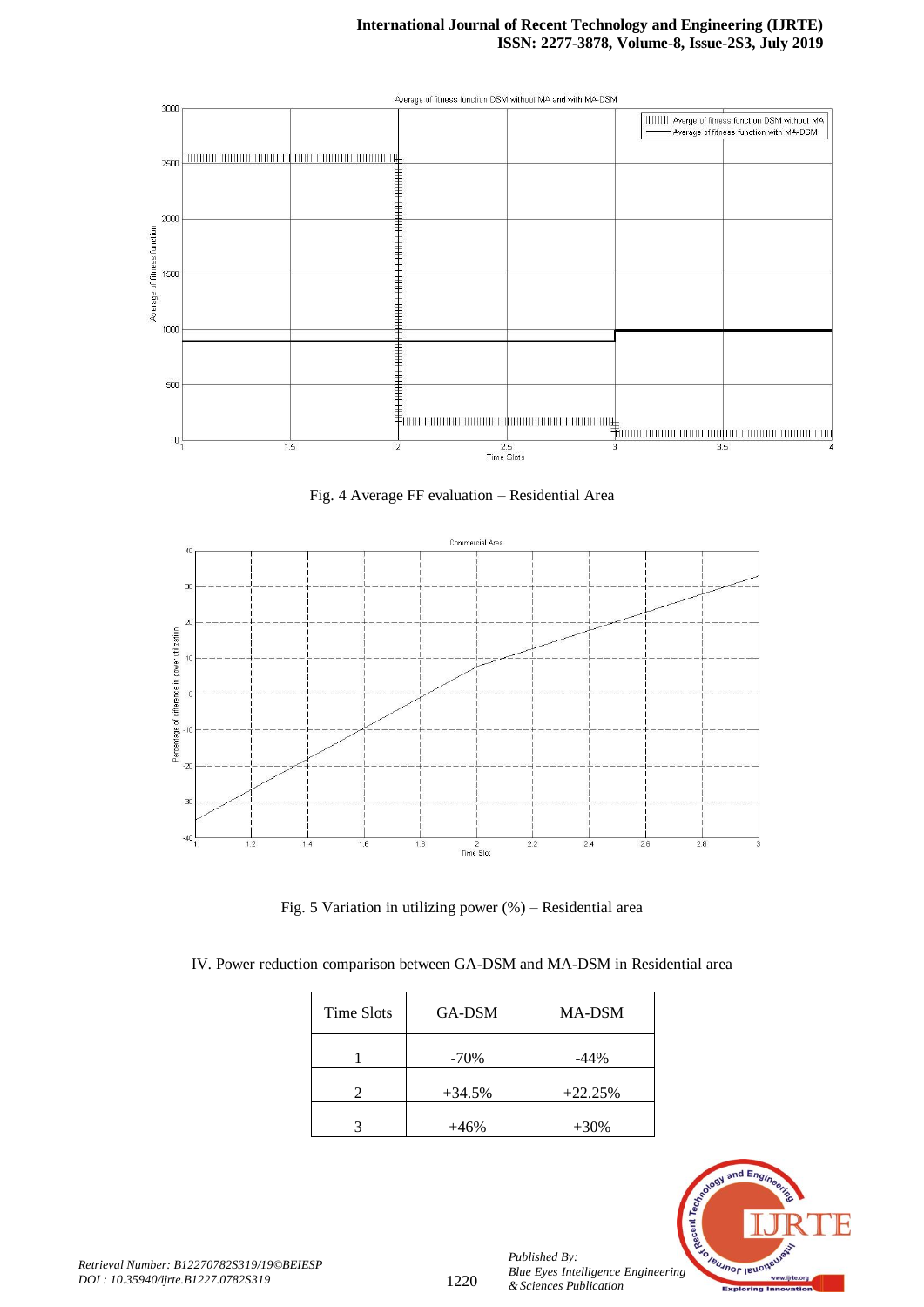Fig. 4 Average FF evaluation – Residential Area

Fig. 5 Variation in utilizing power (%) – Residential area

IV. Power reduction comparison between GA-DSM and MA-DSM in Residential area

| Time Slots | GA-DSM | MA-DSM |
|---|---|---|
| 1 | -70% | -44% |
| 2 | +34.5% | +22.25% |
| 3 | +46% | +30% |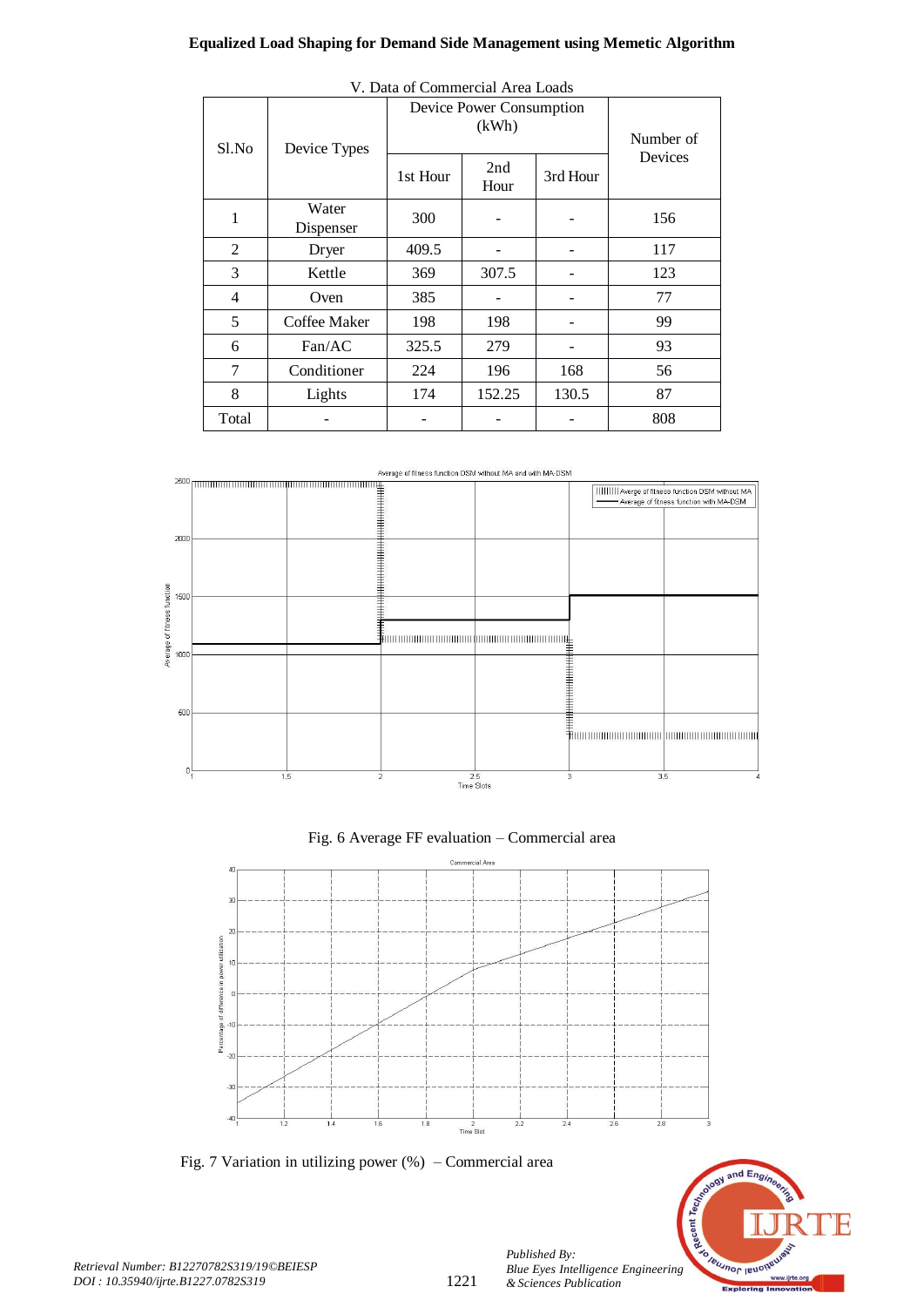V. Data of Commercial Area Loads

| Sl.No | Device Types | Device Power Consumption (kWh) | | | Number of Devices |
|---|---|---|---|---|---|
| | | 1st Hour | 2nd Hour | 3rd Hour | |
| 1 | Water Dispenser | 300 | - | - | 156 |
| 2 | Dryer | 409.5 | - | - | 117 |
| 3 | Kettle | 369 | 307.5 | - | 123 |
| 4 | Oven | 385 | - | - | 77 |
| 5 | Coffee Maker | 198 | 198 | - | 99 |
| 6 | Fan/AC | 325.5 | 279 | - | 93 |
| 7 | Conditioner | 224 | 196 | 168 | 56 |
| 8 | Lights | 174 | 152.25 | 130.5 | 87 |
| Total | - | - | - | - | 808 |

Fig. 6 Average FF evaluation – Commercial area

Fig. 7 Variation in utilizing power (%) – Commercial area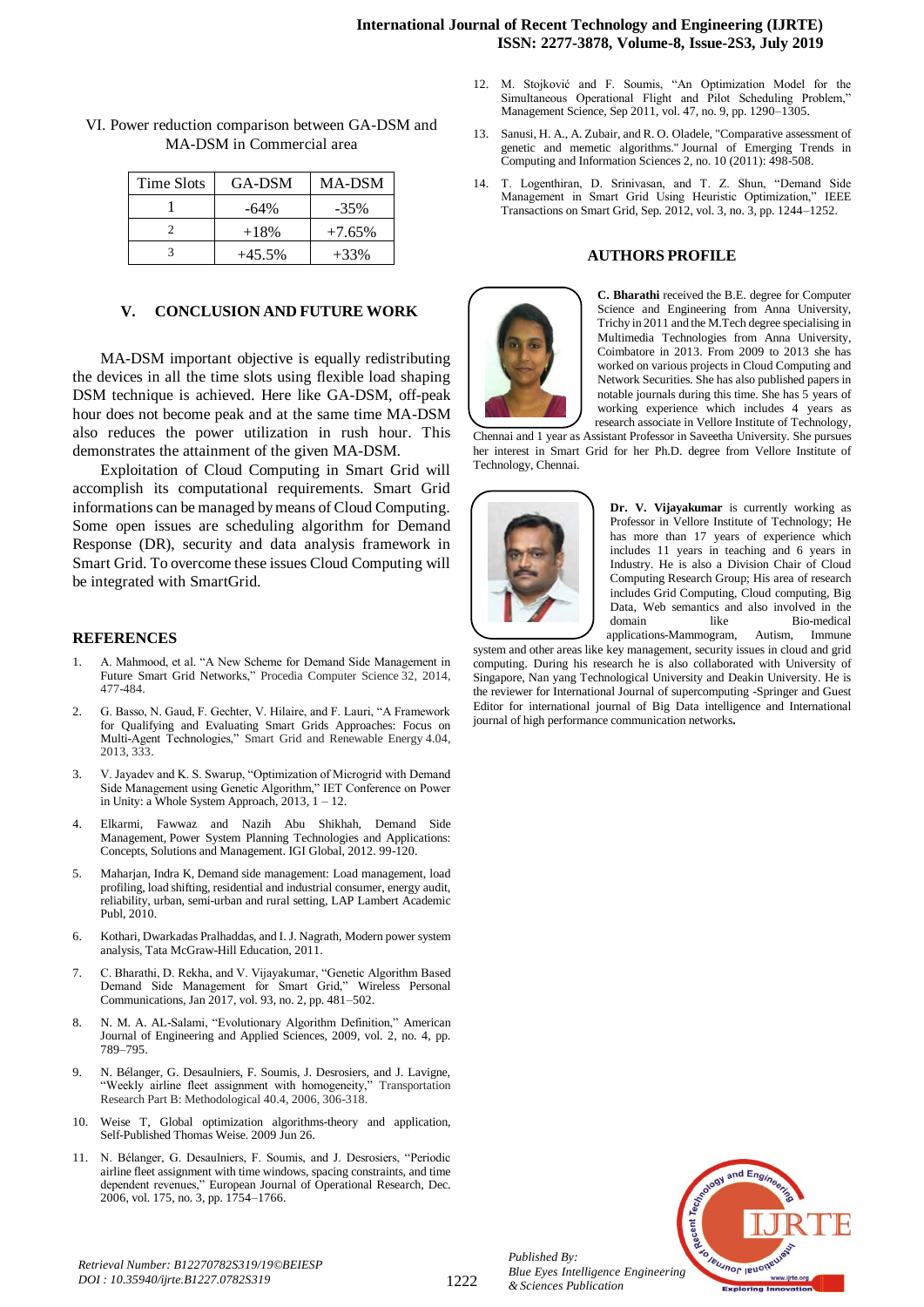VI. Power reduction comparison between GA-DSM and MA-DSM in Commercial area

| Time Slots | GA-DSM | MA-DSM |
|---|---|---|
| 1 | -64% | -35% |
| 2 | +18% | +7.65% |
| 3 | +45.5% | +33% |

## V. CONCLUSION AND FUTURE WORK

MA-DSM important objective is equally redistributing the devices in all the time slots using flexible load shaping DSM technique is achieved. Here like GA-DSM, off-peak hour does not become peak and at the same time MA-DSM also reduces the power utilization in rush hour. This demonstrates the attainment of the given MA-DSM.

Exploitation of Cloud Computing in Smart Grid will accomplish its computational requirements. Smart Grid informations can be managed by means of Cloud Computing. Some open issues are scheduling algorithm for Demand Response (DR), security and data analysis framework in Smart Grid. To overcome these issues Cloud Computing will be integrated with SmartGrid.

## REFERENCES

1. A. Mahmood, et al. "A New Scheme for Demand Side Management in Future Smart Grid Networks," Procedia Computer Science 32, 2014, 477-484.
2. G. Basso, N. Gaud, F. Gechter, V. Hilaire, and F. Lauri, "A Framework for Qualifying and Evaluating Smart Grids Approaches: Focus on Multi-Agent Technologies," Smart Grid and Renewable Energy 4.04, 2013, 333.
3. V. Jayadev and K. S. Swarup, "Optimization of Microgrid with Demand Side Management using Genetic Algorithm," IET Conference on Power in Unity: a Whole System Approach, 2013, 1 – 12.
4. Elkarmi, Fawwaz and Nazih Abu Shikhah, Demand Side Management, Power System Planning Technologies and Applications: Concepts, Solutions and Management. IGI Global, 2012. 99-120.
5. Maharjan, Indra K, Demand side management: Load management, load profiling, load shifting, residential and industrial consumer, energy audit, reliability, urban, semi-urban and rural setting, LAP Lambert Academic Publ, 2010.
6. Kothari, Dwarkadas Pralhaddas, and I. J. Nagrath, Modern power system analysis, Tata McGraw-Hill Education, 2011.
7. C. Bharathi, D. Rekha, and V. Vijayakumar, "Genetic Algorithm Based Demand Side Management for Smart Grid," Wireless Personal Communications, Jan 2017, vol. 93, no. 2, pp. 481–502.
8. N. M. A. AL-Salami, "Evolutionary Algorithm Definition," American Journal of Engineering and Applied Sciences, 2009, vol. 2, no. 4, pp. 789–795.
9. N. Bélanger, G. Desaulniers, F. Soumis, J. Desrosiers, and J. Lavigne, "Weekly airline fleet assignment with homogeneity," Transportation Research Part B: Methodological 40.4, 2006, 306-318.
10. Weise T, Global optimization algorithms-theory and application, Self-Published Thomas Weise. 2009 Jun 26.
11. N. Bélanger, G. Desaulniers, F. Soumis, and J. Desrosiers, "Periodic airline fleet assignment with time windows, spacing constraints, and time dependent revenues," European Journal of Operational Research, Dec. 2006, vol. 175, no. 3, pp. 1754–1766.
12. M. Stojković and F. Soumis, "An Optimization Model for the Simultaneous Operational Flight and Pilot Scheduling Problem," Management Science, Sep 2011, vol. 47, no. 9, pp. 1290–1305.
13. Sanusi, H. A., A. Zubair, and R. O. Oladele, "Comparative assessment of genetic and memetic algorithms." Journal of Emerging Trends in Computing and Information Sciences 2, no. 10 (2011): 498-508.
14. T. Logenthiran, D. Srinivasan, and T. Z. Shun, "Demand Side Management in Smart Grid Using Heuristic Optimization," IEEE Transactions on Smart Grid, Sep. 2012, vol. 3, no. 3, pp. 1244–1252.

## AUTHORS PROFILE

**C. Bharathi** received the B.E. degree for Computer Science and Engineering from Anna University, Trichy in 2011 and the M.Tech degree specialising in Multimedia Technologies from Anna University, Coimbatore in 2013. From 2009 to 2013 she has worked on various projects in Cloud Computing and Network Securities. She has also published papers in notable journals during this time. She has 5 years of working experience which includes 4 years as research associate in Vellore Institute of Technology, Chennai and 1 year as Assistant Professor in Saveetha University. She pursues her interest in Smart Grid for her Ph.D. degree from Vellore Institute of Technology, Chennai.

**Dr. V. Vijayakumar** is currently working as Professor in Vellore Institute of Technology; He has more than 17 years of experience which includes 11 years in teaching and 6 years in Industry. He is also a Division Chair of Cloud Computing Research Group; His area of research includes Grid Computing, Cloud computing, Big Data, Web semantics and also involved in the domain like Bio-medical applications-Mammogram, Autism, Immune system and other areas like key management, security issues in cloud and grid computing. During his research he is also collaborated with University of Singapore, Nan yang Technological University and Deakin University. He is the reviewer for International journal of supercomputing -Springer and Guest Editor for international journal of Big Data intelligence and International journal of high performance communication networks.